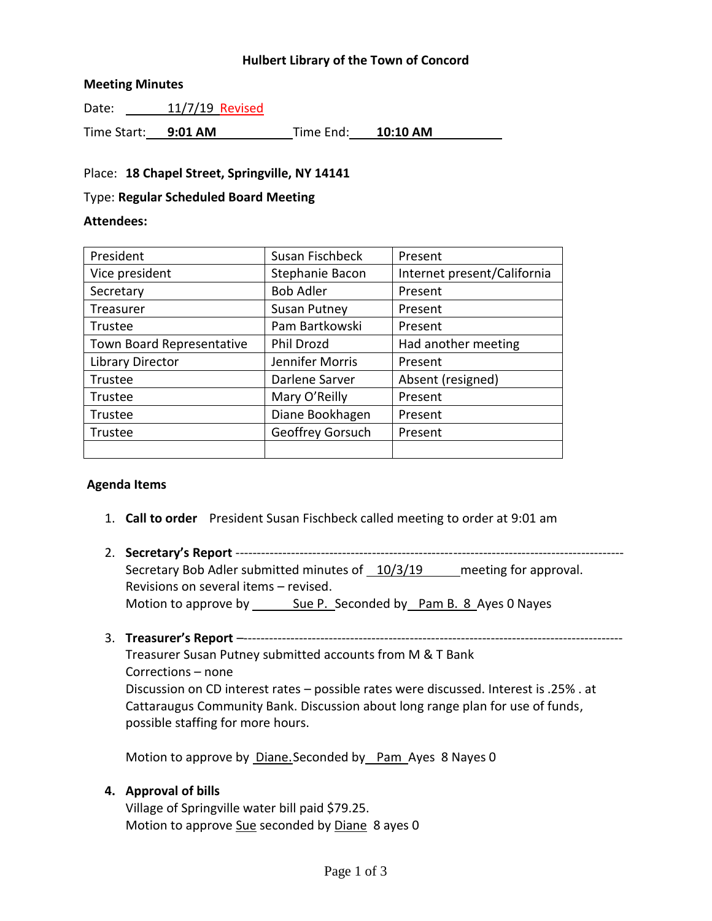**Hulbert Library of the Town of Concord**

**Meeting Minutes**

Date: 11/7/19 Revised

Time Start: **9:01 AM** Time End: **10:10 AM**

Place: **18 Chapel Street, Springville, NY 14141**

Type: **Regular Scheduled Board Meeting**

**Attendees:**

| | | |
|---|---|---|
| President | Susan Fischbeck | Present |
| Vice president | Stephanie Bacon | Internet present/California |
| Secretary | Bob Adler | Present |
| Treasurer | Susan Putney | Present |
| Trustee | Pam Bartkowski | Present |
| Town Board Representative | Phil Drozd | Had another meeting |
| Library Director | Jennifer Morris | Present |
| Trustee | Darlene Sarver | Absent (resigned) |
| Trustee | Mary O'Reilly | Present |
| Trustee | Diane Bookhagen | Present |
| Trustee | Geoffrey Gorsuch | Present |
| | | |

**Agenda Items**

1. **Call to order** President Susan Fischbeck called meeting to order at 9:01 am

2. **Secretary's Report** ------------------------------------------------------------------------------------------
   Secretary Bob Adler submitted minutes of 10/3/19 meeting for approval.
   Revisions on several items – revised.
   Motion to approve by Sue P. Seconded by Pam B. 8 Ayes 0 Nayes

3. **Treasurer's Report** –-----------------------------------------------------------------------------------------
   Treasurer Susan Putney submitted accounts from M & T Bank
   Corrections – none
   Discussion on CD interest rates – possible rates were discussed. Interest is .25% . at Cattaraugus Community Bank. Discussion about long range plan for use of funds, possible staffing for more hours.

   Motion to approve by Diane. Seconded by Pam Ayes 8 Nayes 0

4. **Approval of bills**
   Village of Springville water bill paid $79.25.
   Motion to approve Sue seconded by Diane 8 ayes 0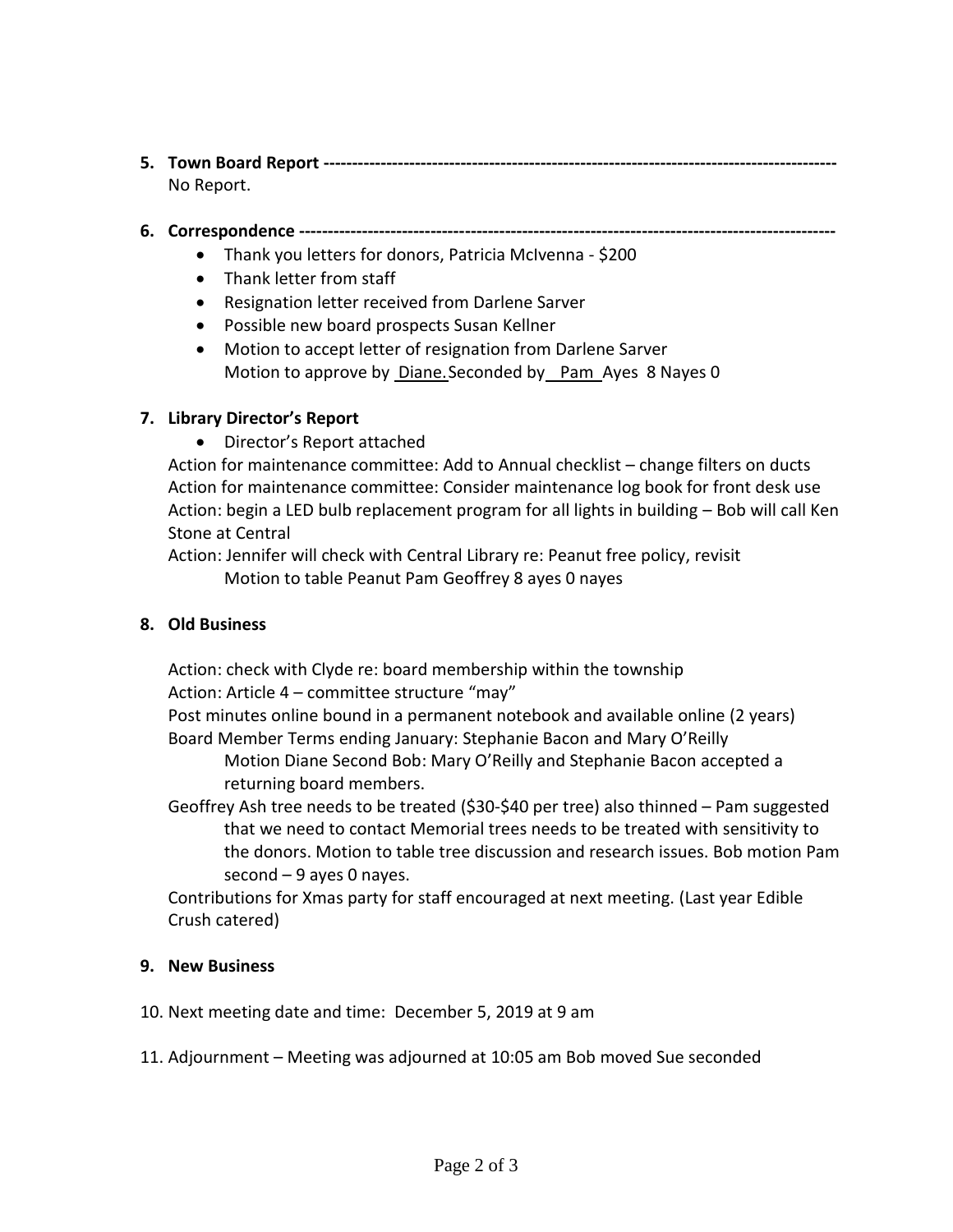**5. Town Board Report** -----------------------------------------------------------------------------------------

No Report.

**6. Correspondence** --------------------------------------------------------------------------------------------

- Thank you letters for donors, Patricia McIvenna - $200
- Thank letter from staff
- Resignation letter received from Darlene Sarver
- Possible new board prospects Susan Kellner
- Motion to accept letter of resignation from Darlene Sarver
  Motion to approve by Diane. Seconded by Pam Ayes 8 Nayes 0

**7. Library Director's Report**

- Director's Report attached

Action for maintenance committee: Add to Annual checklist – change filters on ducts
Action for maintenance committee: Consider maintenance log book for front desk use
Action: begin a LED bulb replacement program for all lights in building – Bob will call Ken Stone at Central
Action: Jennifer will check with Central Library re: Peanut free policy, revisit
  Motion to table Peanut Pam Geoffrey 8 ayes 0 nayes

**8. Old Business**

Action: check with Clyde re: board membership within the township
Action: Article 4 – committee structure "may"
Post minutes online bound in a permanent notebook and available online (2 years)
Board Member Terms ending January: Stephanie Bacon and Mary O'Reilly
  Motion Diane Second Bob: Mary O'Reilly and Stephanie Bacon accepted a returning board members.
Geoffrey Ash tree needs to be treated ($30-$40 per tree) also thinned – Pam suggested that we need to contact Memorial trees needs to be treated with sensitivity to the donors. Motion to table tree discussion and research issues. Bob motion Pam second – 9 ayes 0 nayes.
Contributions for Xmas party for staff encouraged at next meeting. (Last year Edible Crush catered)

**9. New Business**

10. Next meeting date and time: December 5, 2019 at 9 am

11. Adjournment – Meeting was adjourned at 10:05 am Bob moved Sue seconded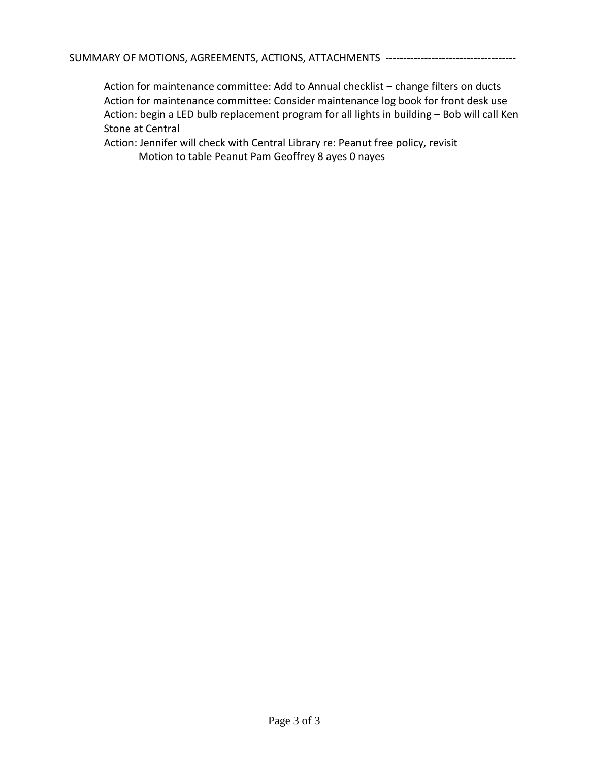SUMMARY OF MOTIONS, AGREEMENTS, ACTIONS, ATTACHMENTS -------------------------------------

Action for maintenance committee: Add to Annual checklist – change filters on ducts
Action for maintenance committee: Consider maintenance log book for front desk use
Action: begin a LED bulb replacement program for all lights in building – Bob will call Ken Stone at Central
Action: Jennifer will check with Central Library re: Peanut free policy, revisit
    Motion to table Peanut Pam Geoffrey 8 ayes 0 nayes